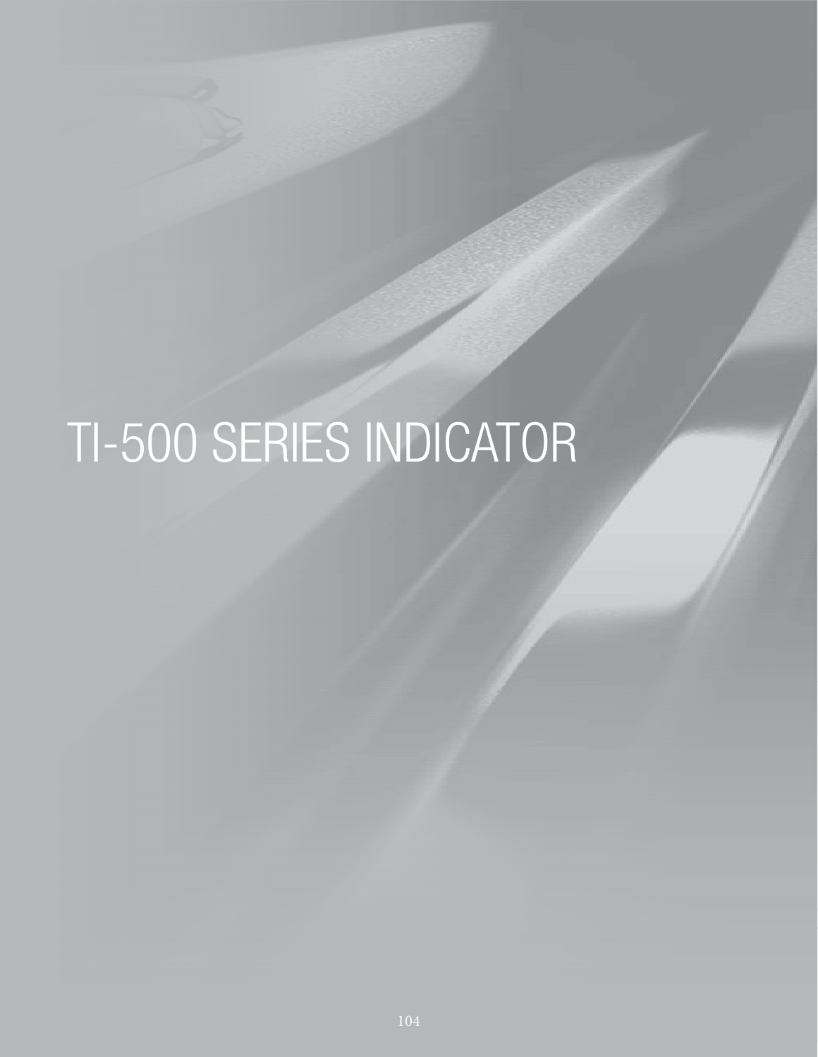# TI-500 SERIES INDICATOR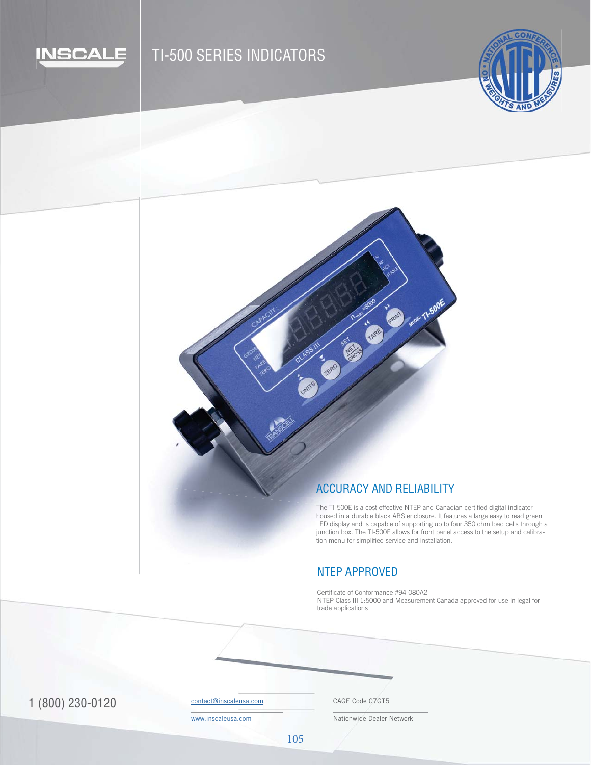INSCALE

# TI-500 SERIES INDICATORS

## ACCURACY AND RELIABILITY

The TI-500E is a cost effective NTEP and Canadian certified digital indicator housed in a durable black ABS enclosure. It features a large easy to read green LED display and is capable of supporting up to four 350 ohm load cells through a junction box. The TI-500E allows for front panel access to the setup and calibration menu for simplified service and installation.

## NTEP APPROVED

Certificate of Conformance #94-080A2
NTEP Class III 1:5000 and Measurement Canada approved for use in legal for trade applications

1 (800) 230-0120

contact@inscaleusa.com

www.inscaleusa.com

CAGE Code 07GT5

Nationwide Dealer Network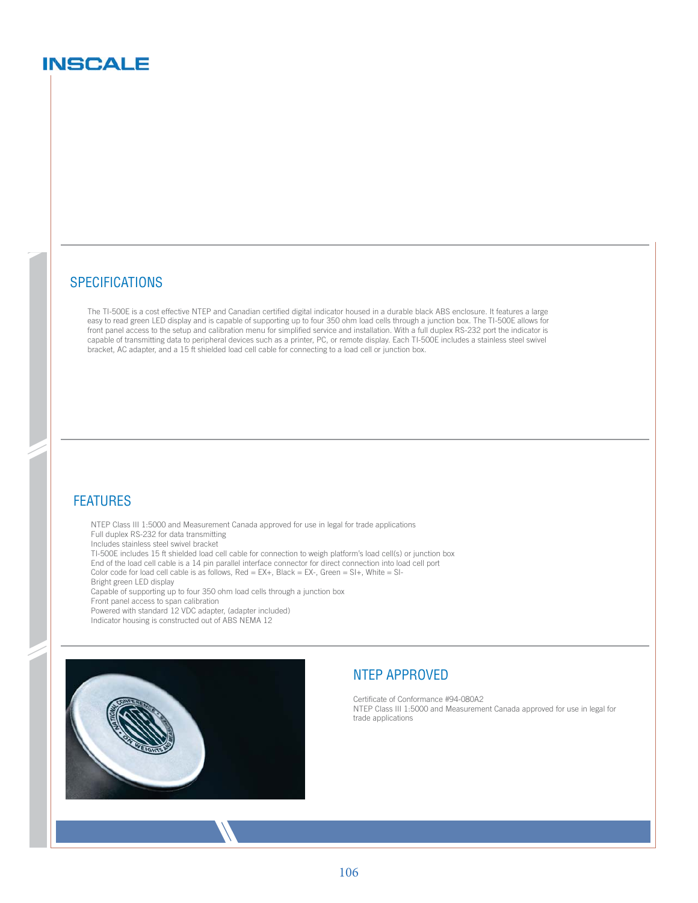# INSCALE

## SPECIFICATIONS

The TI-500E is a cost effective NTEP and Canadian certified digital indicator housed in a durable black ABS enclosure. It features a large easy to read green LED display and is capable of supporting up to four 350 ohm load cells through a junction box. The TI-500E allows for front panel access to the setup and calibration menu for simplified service and installation. With a full duplex RS-232 port the indicator is capable of transmitting data to peripheral devices such as a printer, PC, or remote display. Each TI-500E includes a stainless steel swivel bracket, AC adapter, and a 15 ft shielded load cell cable for connecting to a load cell or junction box.

## FEATURES

- NTEP Class III 1:5000 and Measurement Canada approved for use in legal for trade applications
- Full duplex RS-232 for data transmitting
- Includes stainless steel swivel bracket
- TI-500E includes 15 ft shielded load cell cable for connection to weigh platform's load cell(s) or junction box
- End of the load cell cable is a 14 pin parallel interface connector for direct connection into load cell port
- Color code for load cell cable is as follows, Red = EX+, Black = EX-, Green = SI+, White = SI-
- Bright green LED display
- Capable of supporting up to four 350 ohm load cells through a junction box
- Front panel access to span calibration
- Powered with standard 12 VDC adapter, (adapter included)
- Indicator housing is constructed out of ABS NEMA 12

## NTEP APPROVED

Certificate of Conformance #94-080A2
NTEP Class III 1:5000 and Measurement Canada approved for use in legal for trade applications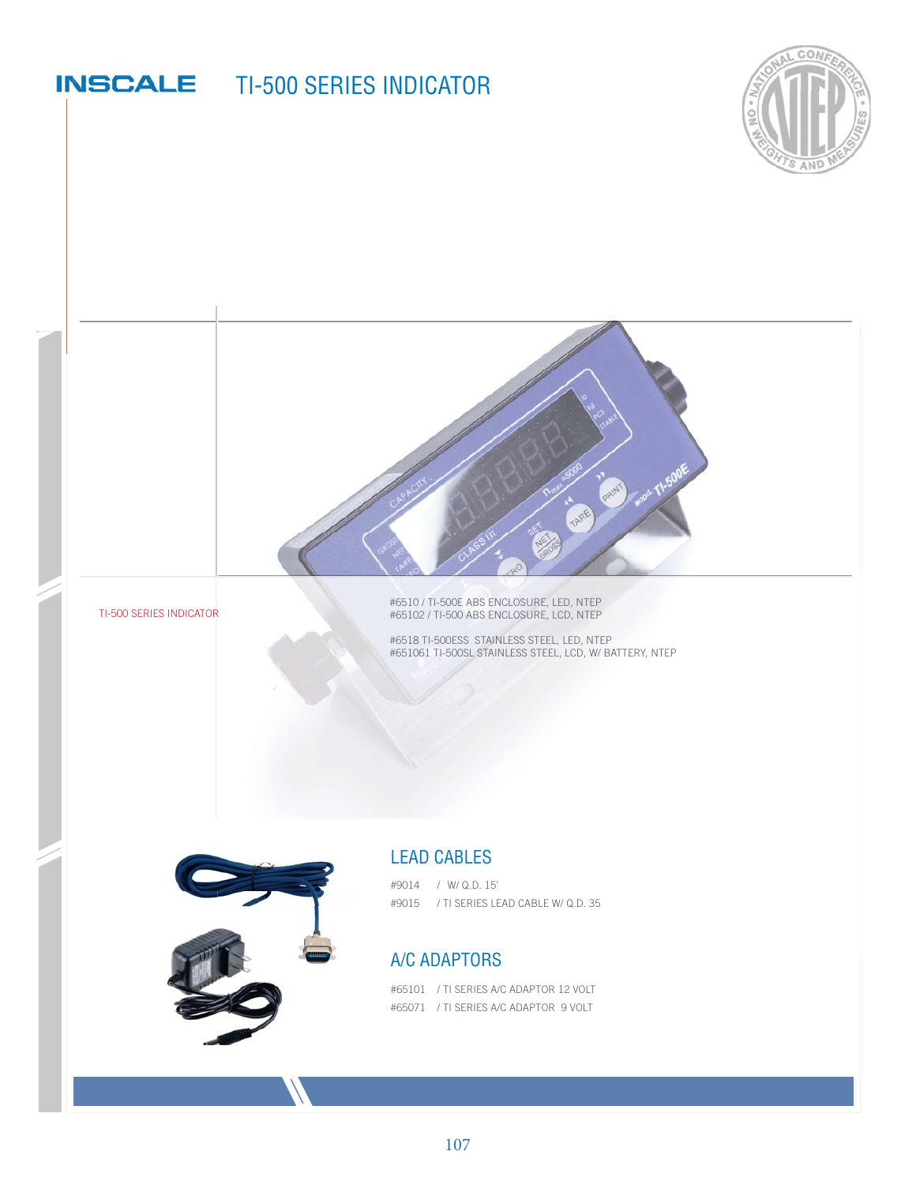# INSCALE TI-500 SERIES INDICATOR

TI-500 SERIES INDICATOR

#6510 / TI-500E ABS ENCLOSURE, LED, NTEP
#65102 / TI-500 ABS ENCLOSURE, LCD, NTEP

#6518 TI-500ESS STAINLESS STEEL, LED, NTEP
#651061 TI-500SL STAINLESS STEEL, LCD, W/ BATTERY, NTEP

## LEAD CABLES

#9014 / W/ Q.D. 15'
#9015 / TI SERIES LEAD CABLE W/ Q.D. 35

## A/C ADAPTORS

#65101 / TI SERIES A/C ADAPTOR 12 VOLT
#65071 / TI SERIES A/C ADAPTOR 9 VOLT